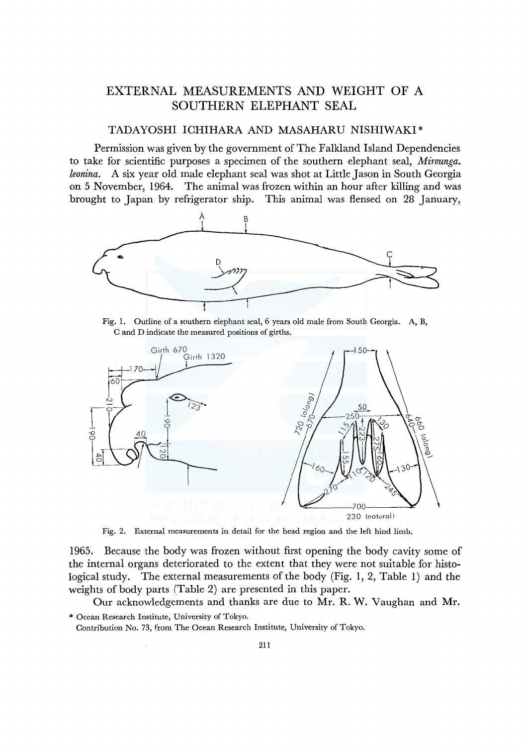# EXTERNAL MEASUREMENTS AND WEIGHT OF A SOUTHERN ELEPHANT SEAL

TADAYOSHI ICHIHARA AND MASAHARU NISHIWAKI*

Permission was given by the government of The Falkland Island Dependencies to take for scientific purposes a specimen of the southern elephant seal, *Mirounga. leonina*. A six year old male elephant seal was shot at Little Jason in South Georgia on 5 November, 1964. The animal was frozen within an hour after killing and was brought to Japan by refrigerator ship. This animal was flensed on 28 January, 1965. Because the body was frozen without first opening the body cavity some of the internal organs deteriorated to the extent that they were not suitable for histological study. The external measurements of the body (Fig. 1, 2, Table 1) and the weights of body parts (Table 2) are presented in this paper.

Fig. 1. Outline of a southern elephant seal, 6 years old male from South Georgia. A, B, C and D indicate the measured positions of girths.

Fig. 2. External measurements in detail for the head region and the left hind limb.

Our acknowledgements and thanks are due to Mr. R. W. Vaughan and Mr.

\* Ocean Research Institute, University of Tokyo.

Contribution No. 73, from The Ocean Research Institute, University of Tokyo.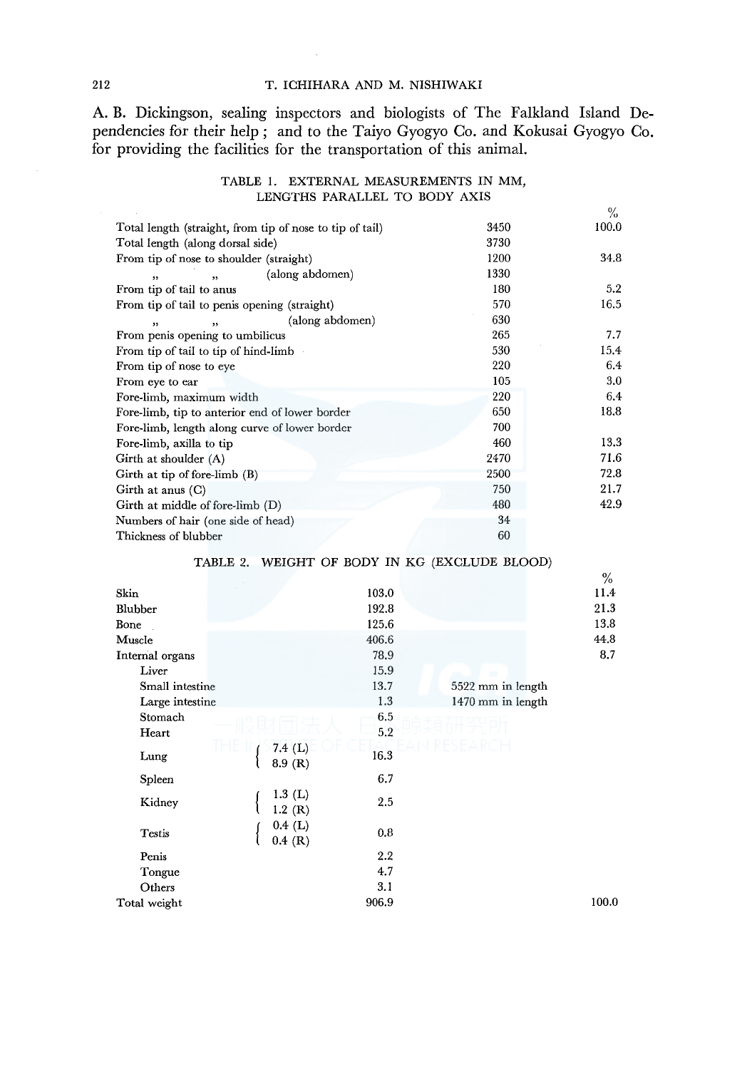A. B. Dickingson, sealing inspectors and biologists of The Falkland Island Dependencies for their help ; and to the Taiyo Gyogyo Co. and Kokusai Gyogyo Co. for providing the facilities for the transportation of this animal.

TABLE 1. EXTERNAL MEASUREMENTS IN MM, LENGTHS PARALLEL TO BODY AXIS

| | | % |
|---|---|---|
| Total length (straight, from tip of nose to tip of tail) | 3450 | 100.0 |
| Total length (along dorsal side) | 3730 | |
| From tip of nose to shoulder (straight) | 1200 | 34.8 |
| ,, ,, (along abdomen) | 1330 | |
| From tip of tail to anus | 180 | 5.2 |
| From tip of tail to penis opening (straight) | 570 | 16.5 |
| ,, ,, (along abdomen) | 630 | |
| From penis opening to umbilicus | 265 | 7.7 |
| From tip of tail to tip of hind-limb | 530 | 15.4 |
| From tip of nose to eye | 220 | 6.4 |
| From eye to ear | 105 | 3.0 |
| Fore-limb, maximum width | 220 | 6.4 |
| Fore-limb, tip to anterior end of lower border | 650 | 18.8 |
| Fore-limb, length along curve of lower border | 700 | |
| Fore-limb, axilla to tip | 460 | 13.3 |
| Girth at shoulder (A) | 2470 | 71.6 |
| Girth at tip of fore-limb (B) | 2500 | 72.8 |
| Girth at anus (C) | 750 | 21.7 |
| Girth at middle of fore-limb (D) | 480 | 42.9 |
| Numbers of hair (one side of head) | 34 | |
| Thickness of blubber | 60 | |

TABLE 2. WEIGHT OF BODY IN KG (EXCLUDE BLOOD)

| | | | | % |
|---|---|---|---|---|
| Skin | | 103.0 | | 11.4 |
| Blubber | | 192.8 | | 21.3 |
| Bone | | 125.6 | | 13.8 |
| Muscle | | 406.6 | | 44.8 |
| Internal organs | | 78.9 | | 8.7 |
| Liver | | 15.9 | | |
| Small intestine | | 13.7 | 5522 mm in length | |
| Large intestine | | 1.3 | 1470 mm in length | |
| Stomach | | 6.5 | | |
| Heart | | 5.2 | | |
| Lung | 7.4 (L) 8.9 (R) | 16.3 | | |
| Spleen | | 6.7 | | |
| Kidney | 1.3 (L) 1.2 (R) | 2.5 | | |
| Testis | 0.4 (L) 0.4 (R) | 0.8 | | |
| Penis | | 2.2 | | |
| Tongue | | 4.7 | | |
| Others | | 3.1 | | |
| Total weight | | 906.9 | | 100.0 |